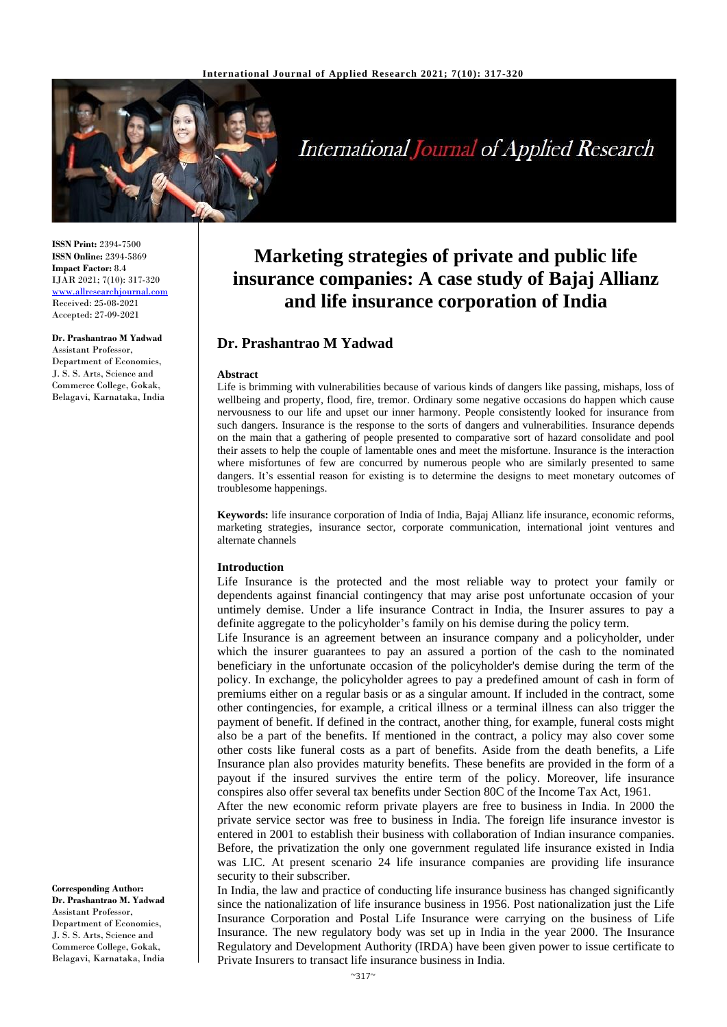**ISSN Print:** 2394-7500
**ISSN Online:** 2394-5869
**Impact Factor:** 8.4
IJAR 2021; 7(10): 317-320
www.allresearchjournal.com
Received: 25-08-2021
Accepted: 27-09-2021

**Dr. Prashantrao M Yadwad**
Assistant Professor, Department of Economics, J. S. S. Arts, Science and Commerce College, Gokak, Belagavi, Karnataka, India

**Corresponding Author:**
**Dr. Prashantrao M. Yadwad**
Assistant Professor, Department of Economics, J. S. S. Arts, Science and Commerce College, Gokak, Belagavi, Karnataka, India

# Marketing strategies of private and public life insurance companies: A case study of Bajaj Allianz and life insurance corporation of India

## Dr. Prashantrao M Yadwad

**Abstract**

Life is brimming with vulnerabilities because of various kinds of dangers like passing, mishaps, loss of wellbeing and property, flood, fire, tremor. Ordinary some negative occasions do happen which cause nervousness to our life and upset our inner harmony. People consistently looked for insurance from such dangers. Insurance is the response to the sorts of dangers and vulnerabilities. Insurance depends on the main that a gathering of people presented to comparative sort of hazard consolidate and pool their assets to help the couple of lamentable ones and meet the misfortune. Insurance is the interaction where misfortunes of few are concurred by numerous people who are similarly presented to same dangers. It's essential reason for existing is to determine the designs to meet monetary outcomes of troublesome happenings.

**Keywords:** life insurance corporation of India of India, Bajaj Allianz life insurance, economic reforms, marketing strategies, insurance sector, corporate communication, international joint ventures and alternate channels

**Introduction**

Life Insurance is the protected and the most reliable way to protect your family or dependents against financial contingency that may arise post unfortunate occasion of your untimely demise. Under a life insurance Contract in India, the Insurer assures to pay a definite aggregate to the policyholder's family on his demise during the policy term.

Life Insurance is an agreement between an insurance company and a policyholder, under which the insurer guarantees to pay an assured a portion of the cash to the nominated beneficiary in the unfortunate occasion of the policyholder's demise during the term of the policy. In exchange, the policyholder agrees to pay a predefined amount of cash in form of premiums either on a regular basis or as a singular amount. If included in the contract, some other contingencies, for example, a critical illness or a terminal illness can also trigger the payment of benefit. If defined in the contract, another thing, for example, funeral costs might also be a part of the benefits. If mentioned in the contract, a policy may also cover some other costs like funeral costs as a part of benefits. Aside from the death benefits, a Life Insurance plan also provides maturity benefits. These benefits are provided in the form of a payout if the insured survives the entire term of the policy. Moreover, life insurance conspires also offer several tax benefits under Section 80C of the Income Tax Act, 1961.

After the new economic reform private players are free to business in India. In 2000 the private service sector was free to business in India. The foreign life insurance investor is entered in 2001 to establish their business with collaboration of Indian insurance companies. Before, the privatization the only one government regulated life insurance existed in India was LIC. At present scenario 24 life insurance companies are providing life insurance security to their subscriber.

In India, the law and practice of conducting life insurance business has changed significantly since the nationalization of life insurance business in 1956. Post nationalization just the Life Insurance Corporation and Postal Life Insurance were carrying on the business of Life Insurance. The new regulatory body was set up in India in the year 2000. The Insurance Regulatory and Development Authority (IRDA) have been given power to issue certificate to Private Insurers to transact life insurance business in India.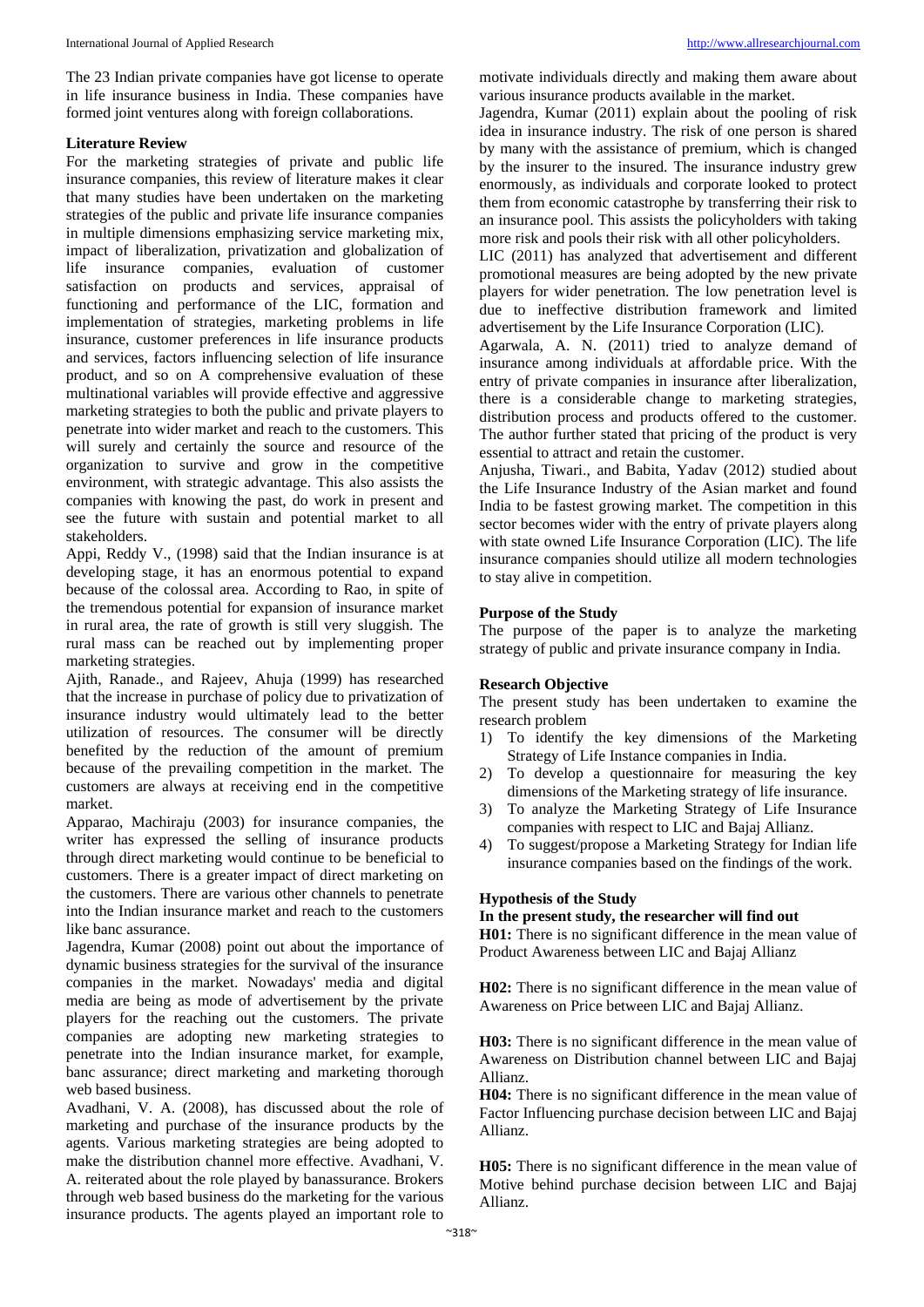The 23 Indian private companies have got license to operate in life insurance business in India. These companies have formed joint ventures along with foreign collaborations.

### Literature Review

For the marketing strategies of private and public life insurance companies, this review of literature makes it clear that many studies have been undertaken on the marketing strategies of the public and private life insurance companies in multiple dimensions emphasizing service marketing mix, impact of liberalization, privatization and globalization of life insurance companies, evaluation of customer satisfaction on products and services, appraisal of functioning and performance of the LIC, formation and implementation of strategies, marketing problems in life insurance, customer preferences in life insurance products and services, factors influencing selection of life insurance product, and so on A comprehensive evaluation of these multinational variables will provide effective and aggressive marketing strategies to both the public and private players to penetrate into wider market and reach to the customers. This will surely and certainly the source and resource of the organization to survive and grow in the competitive environment, with strategic advantage. This also assists the companies with knowing the past, do work in present and see the future with sustain and potential market to all stakeholders.

Appi, Reddy V., (1998) said that the Indian insurance is at developing stage, it has an enormous potential to expand because of the colossal area. According to Rao, in spite of the tremendous potential for expansion of insurance market in rural area, the rate of growth is still very sluggish. The rural mass can be reached out by implementing proper marketing strategies.

Ajith, Ranade., and Rajeev, Ahuja (1999) has researched that the increase in purchase of policy due to privatization of insurance industry would ultimately lead to the better utilization of resources. The consumer will be directly benefited by the reduction of the amount of premium because of the prevailing competition in the market. The customers are always at receiving end in the competitive market.

Apparao, Machiraju (2003) for insurance companies, the writer has expressed the selling of insurance products through direct marketing would continue to be beneficial to customers. There is a greater impact of direct marketing on the customers. There are various other channels to penetrate into the Indian insurance market and reach to the customers like banc assurance.

Jagendra, Kumar (2008) point out about the importance of dynamic business strategies for the survival of the insurance companies in the market. Nowadays' media and digital media are being as mode of advertisement by the private players for the reaching out the customers. The private companies are adopting new marketing strategies to penetrate into the Indian insurance market, for example, banc assurance; direct marketing and marketing thorough web based business.

Avadhani, V. A. (2008), has discussed about the role of marketing and purchase of the insurance products by the agents. Various marketing strategies are being adopted to make the distribution channel more effective. Avadhani, V. A. reiterated about the role played by banassurance. Brokers through web based business do the marketing for the various insurance products. The agents played an important role to motivate individuals directly and making them aware about various insurance products available in the market.

Jagendra, Kumar (2011) explain about the pooling of risk idea in insurance industry. The risk of one person is shared by many with the assistance of premium, which is changed by the insurer to the insured. The insurance industry grew enormously, as individuals and corporate looked to protect them from economic catastrophe by transferring their risk to an insurance pool. This assists the policyholders with taking more risk and pools their risk with all other policyholders.

LIC (2011) has analyzed that advertisement and different promotional measures are being adopted by the new private players for wider penetration. The low penetration level is due to ineffective distribution framework and limited advertisement by the Life Insurance Corporation (LIC).

Agarwala, A. N. (2011) tried to analyze demand of insurance among individuals at affordable price. With the entry of private companies in insurance after liberalization, there is a considerable change to marketing strategies, distribution process and products offered to the customer. The author further stated that pricing of the product is very essential to attract and retain the customer.

Anjusha, Tiwari., and Babita, Yadav (2012) studied about the Life Insurance Industry of the Asian market and found India to be fastest growing market. The competition in this sector becomes wider with the entry of private players along with state owned Life Insurance Corporation (LIC). The life insurance companies should utilize all modern technologies to stay alive in competition.

### Purpose of the Study

The purpose of the paper is to analyze the marketing strategy of public and private insurance company in India.

### Research Objective

The present study has been undertaken to examine the research problem

1) To identify the key dimensions of the Marketing Strategy of Life Instance companies in India.
2) To develop a questionnaire for measuring the key dimensions of the Marketing strategy of life insurance.
3) To analyze the Marketing Strategy of Life Insurance companies with respect to LIC and Bajaj Allianz.
4) To suggest/propose a Marketing Strategy for Indian life insurance companies based on the findings of the work.

### Hypothesis of the Study

**In the present study, the researcher will find out**

**H01:** There is no significant difference in the mean value of Product Awareness between LIC and Bajaj Allianz

**H02:** There is no significant difference in the mean value of Awareness on Price between LIC and Bajaj Allianz.

**H03:** There is no significant difference in the mean value of Awareness on Distribution channel between LIC and Bajaj Allianz.

**H04:** There is no significant difference in the mean value of Factor Influencing purchase decision between LIC and Bajaj Allianz.

**H05:** There is no significant difference in the mean value of Motive behind purchase decision between LIC and Bajaj Allianz.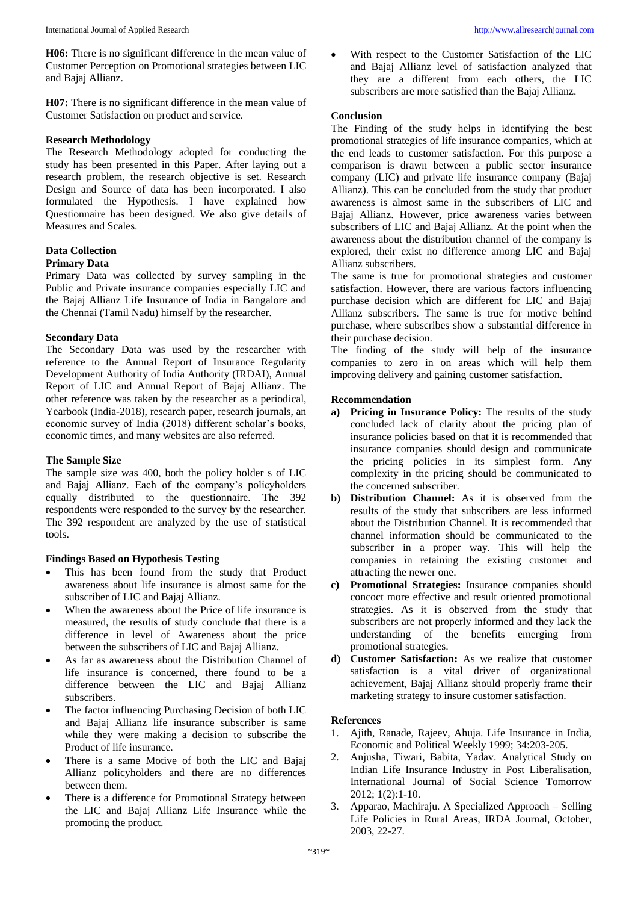**H06:** There is no significant difference in the mean value of Customer Perception on Promotional strategies between LIC and Bajaj Allianz.

**H07:** There is no significant difference in the mean value of Customer Satisfaction on product and service.

### Research Methodology

The Research Methodology adopted for conducting the study has been presented in this Paper. After laying out a research problem, the research objective is set. Research Design and Source of data has been incorporated. I also formulated the Hypothesis. I have explained how Questionnaire has been designed. We also give details of Measures and Scales.

### Data Collection

#### Primary Data

Primary Data was collected by survey sampling in the Public and Private insurance companies especially LIC and the Bajaj Allianz Life Insurance of India in Bangalore and the Chennai (Tamil Nadu) himself by the researcher.

#### Secondary Data

The Secondary Data was used by the researcher with reference to the Annual Report of Insurance Regularity Development Authority of India Authority (IRDAI), Annual Report of LIC and Annual Report of Bajaj Allianz. The other reference was taken by the researcher as a periodical, Yearbook (India-2018), research paper, research journals, an economic survey of India (2018) different scholar's books, economic times, and many websites are also referred.

### The Sample Size

The sample size was 400, both the policy holder s of LIC and Bajaj Allianz. Each of the company's policyholders equally distributed to the questionnaire. The 392 respondents were responded to the survey by the researcher. The 392 respondent are analyzed by the use of statistical tools.

### Findings Based on Hypothesis Testing

- This has been found from the study that Product awareness about life insurance is almost same for the subscriber of LIC and Bajaj Allianz.
- When the awareness about the Price of life insurance is measured, the results of study conclude that there is a difference in level of Awareness about the price between the subscribers of LIC and Bajaj Allianz.
- As far as awareness about the Distribution Channel of life insurance is concerned, there found to be a difference between the LIC and Bajaj Allianz subscribers.
- The factor influencing Purchasing Decision of both LIC and Bajaj Allianz life insurance subscriber is same while they were making a decision to subscribe the Product of life insurance.
- There is a same Motive of both the LIC and Bajaj Allianz policyholders and there are no differences between them.
- There is a difference for Promotional Strategy between the LIC and Bajaj Allianz Life Insurance while the promoting the product.
- With respect to the Customer Satisfaction of the LIC and Bajaj Allianz level of satisfaction analyzed that they are a different from each others, the LIC subscribers are more satisfied than the Bajaj Allianz.

### Conclusion

The Finding of the study helps in identifying the best promotional strategies of life insurance companies, which at the end leads to customer satisfaction. For this purpose a comparison is drawn between a public sector insurance company (LIC) and private life insurance company (Bajaj Allianz). This can be concluded from the study that product awareness is almost same in the subscribers of LIC and Bajaj Allianz. However, price awareness varies between subscribers of LIC and Bajaj Allianz. At the point when the awareness about the distribution channel of the company is explored, their exist no difference among LIC and Bajaj Allianz subscribers.

The same is true for promotional strategies and customer satisfaction. However, there are various factors influencing purchase decision which are different for LIC and Bajaj Allianz subscribers. The same is true for motive behind purchase, where subscribes show a substantial difference in their purchase decision.

The finding of the study will help of the insurance companies to zero in on areas which will help them improving delivery and gaining customer satisfaction.

### Recommendation

a) **Pricing in Insurance Policy:** The results of the study concluded lack of clarity about the pricing plan of insurance policies based on that it is recommended that insurance companies should design and communicate the pricing policies in its simplest form. Any complexity in the pricing should be communicated to the concerned subscriber.

b) **Distribution Channel:** As it is observed from the results of the study that subscribers are less informed about the Distribution Channel. It is recommended that channel information should be communicated to the subscriber in a proper way. This will help the companies in retaining the existing customer and attracting the newer one.

c) **Promotional Strategies:** Insurance companies should concoct more effective and result oriented promotional strategies. As it is observed from the study that subscribers are not properly informed and they lack the understanding of the benefits emerging from promotional strategies.

d) **Customer Satisfaction:** As we realize that customer satisfaction is a vital driver of organizational achievement, Bajaj Allianz should properly frame their marketing strategy to insure customer satisfaction.

### References

1. Ajith, Ranade, Rajeev, Ahuja. Life Insurance in India, Economic and Political Weekly 1999; 34:203-205.
2. Anjusha, Tiwari, Babita, Yadav. Analytical Study on Indian Life Insurance Industry in Post Liberalisation, International Journal of Social Science Tomorrow 2012; 1(2):1-10.
3. Apparao, Machiraju. A Specialized Approach – Selling Life Policies in Rural Areas, IRDA Journal, October, 2003, 22-27.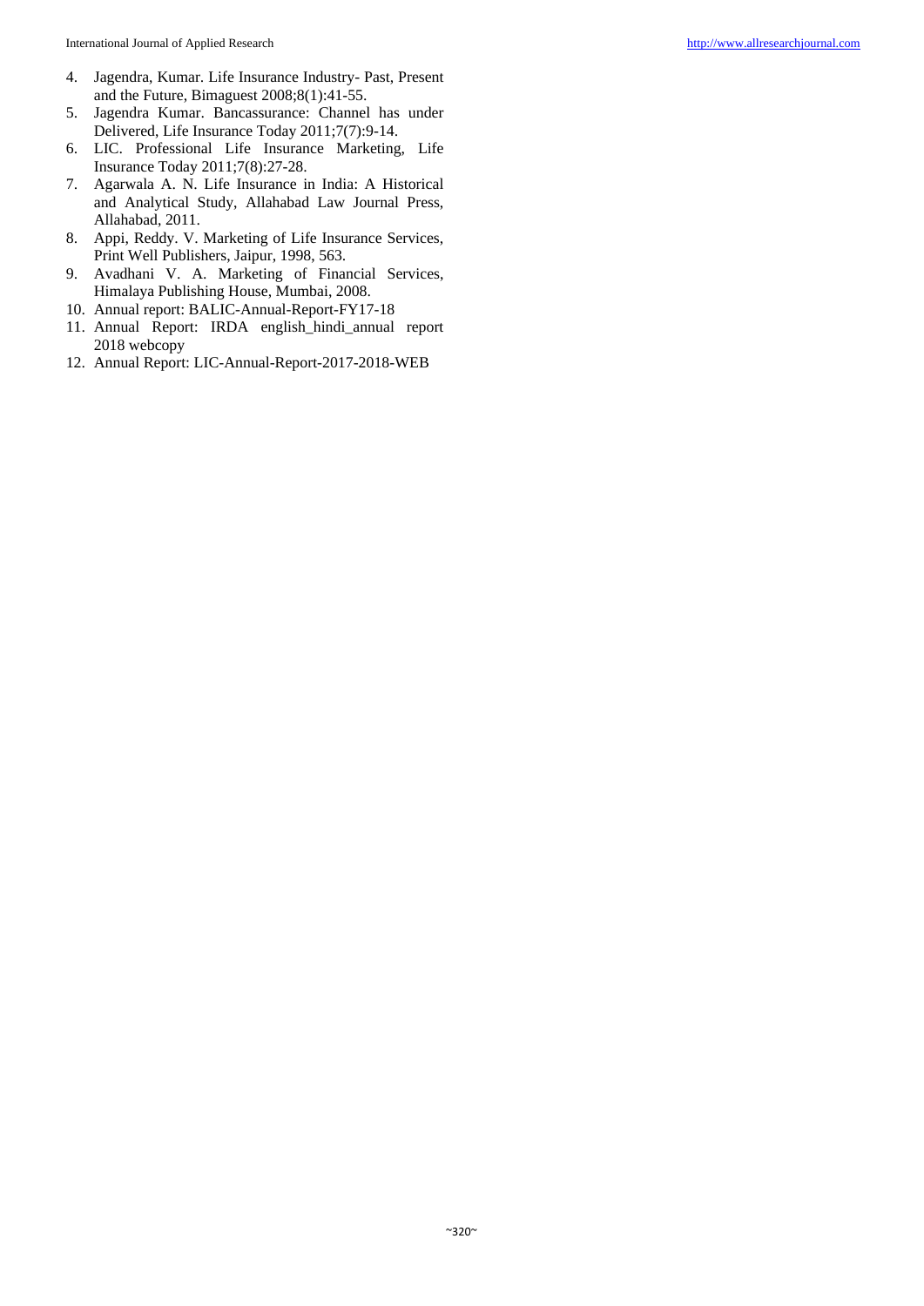4. Jagendra, Kumar. Life Insurance Industry- Past, Present and the Future, Bimaguest 2008;8(1):41-55.
5. Jagendra Kumar. Bancassurance: Channel has under Delivered, Life Insurance Today 2011;7(7):9-14.
6. LIC. Professional Life Insurance Marketing, Life Insurance Today 2011;7(8):27-28.
7. Agarwala A. N. Life Insurance in India: A Historical and Analytical Study, Allahabad Law Journal Press, Allahabad, 2011.
8. Appi, Reddy. V. Marketing of Life Insurance Services, Print Well Publishers, Jaipur, 1998, 563.
9. Avadhani V. A. Marketing of Financial Services, Himalaya Publishing House, Mumbai, 2008.
10. Annual report: BALIC-Annual-Report-FY17-18
11. Annual Report: IRDA english_hindi_annual report 2018 webcopy
12. Annual Report: LIC-Annual-Report-2017-2018-WEB